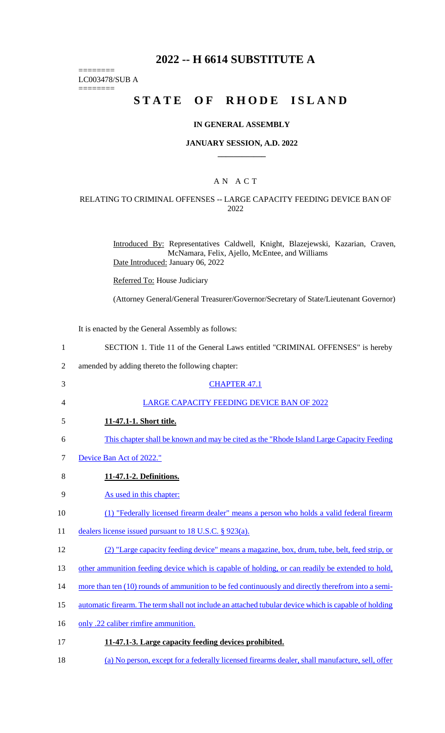# 2022 -- H 6614 SUBSTITUTE A

========
LC003478/SUB A
========

# STATE OF RHODE ISLAND

## IN GENERAL ASSEMBLY

### JANUARY SESSION, A.D. 2022

## A N A C T

### RELATING TO CRIMINAL OFFENSES -- LARGE CAPACITY FEEDING DEVICE BAN OF 2022

Introduced By: Representatives Caldwell, Knight, Blazejewski, Kazarian, Craven, McNamara, Felix, Ajello, McEntee, and Williams

Date Introduced: January 06, 2022

Referred To: House Judiciary

(Attorney General/General Treasurer/Governor/Secretary of State/Lieutenant Governor)

It is enacted by the General Assembly as follows:

1 SECTION 1. Title 11 of the General Laws entitled "CRIMINAL OFFENSES" is hereby
2 amended by adding thereto the following chapter:

3 CHAPTER 47.1

4 LARGE CAPACITY FEEDING DEVICE BAN OF 2022

5 **11-47.1-1. Short title.**

6 This chapter shall be known and may be cited as the "Rhode Island Large Capacity Feeding
7 Device Ban Act of 2022."

8 **11-47.1-2. Definitions.**

9 As used in this chapter:

10 (1) "Federally licensed firearm dealer" means a person who holds a valid federal firearm
11 dealers license issued pursuant to 18 U.S.C. § 923(a).

12 (2) "Large capacity feeding device" means a magazine, box, drum, tube, belt, feed strip, or
13 other ammunition feeding device which is capable of holding, or can readily be extended to hold,
14 more than ten (10) rounds of ammunition to be fed continuously and directly therefrom into a semi-
15 automatic firearm. The term shall not include an attached tubular device which is capable of holding
16 only .22 caliber rimfire ammunition.

17 **11-47.1-3. Large capacity feeding devices prohibited.**

18 (a) No person, except for a federally licensed firearms dealer, shall manufacture, sell, offer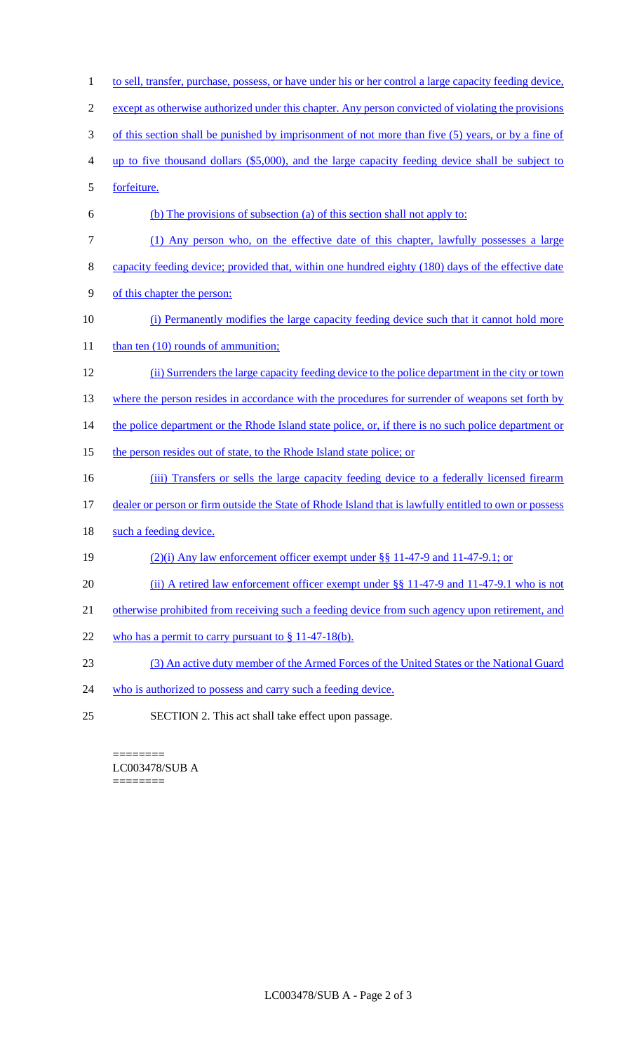to sell, transfer, purchase, possess, or have under his or her control a large capacity feeding device, except as otherwise authorized under this chapter. Any person convicted of violating the provisions of this section shall be punished by imprisonment of not more than five (5) years, or by a fine of up to five thousand dollars ($5,000), and the large capacity feeding device shall be subject to forfeiture.

(b) The provisions of subsection (a) of this section shall not apply to:

(1) Any person who, on the effective date of this chapter, lawfully possesses a large capacity feeding device; provided that, within one hundred eighty (180) days of the effective date of this chapter the person:

(i) Permanently modifies the large capacity feeding device such that it cannot hold more than ten (10) rounds of ammunition;

(ii) Surrenders the large capacity feeding device to the police department in the city or town where the person resides in accordance with the procedures for surrender of weapons set forth by the police department or the Rhode Island state police, or, if there is no such police department or the person resides out of state, to the Rhode Island state police; or

(iii) Transfers or sells the large capacity feeding device to a federally licensed firearm dealer or person or firm outside the State of Rhode Island that is lawfully entitled to own or possess such a feeding device.

(2)(i) Any law enforcement officer exempt under §§ 11-47-9 and 11-47-9.1; or

(ii) A retired law enforcement officer exempt under §§ 11-47-9 and 11-47-9.1 who is not otherwise prohibited from receiving such a feeding device from such agency upon retirement, and who has a permit to carry pursuant to § 11-47-18(b).

(3) An active duty member of the Armed Forces of the United States or the National Guard who is authorized to possess and carry such a feeding device.

SECTION 2. This act shall take effect upon passage.

========
LC003478/SUB A
========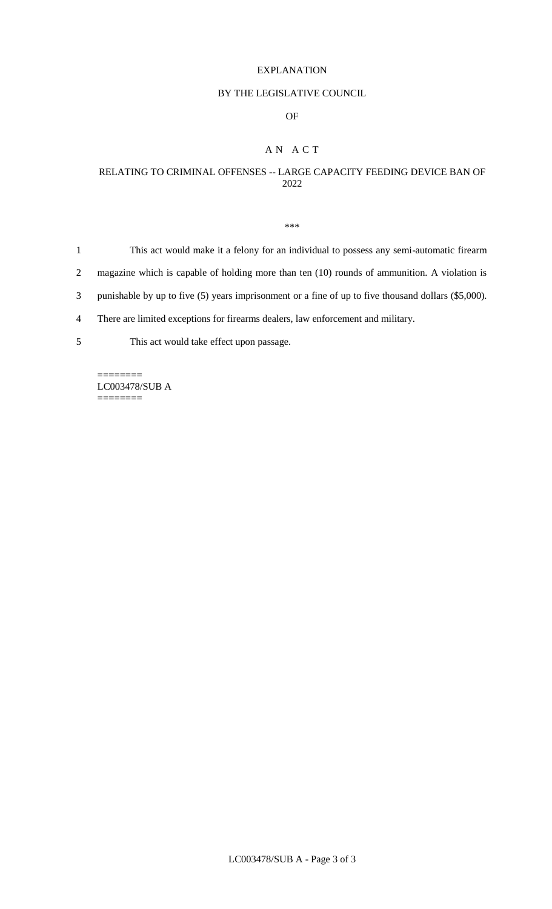EXPLANATION

BY THE LEGISLATIVE COUNCIL

OF

A N A C T

RELATING TO CRIMINAL OFFENSES -- LARGE CAPACITY FEEDING DEVICE BAN OF 2022

\*\*\*

1 This act would make it a felony for an individual to possess any semi-automatic firearm
2 magazine which is capable of holding more than ten (10) rounds of ammunition. A violation is
3 punishable by up to five (5) years imprisonment or a fine of up to five thousand dollars ($5,000).
4 There are limited exceptions for firearms dealers, law enforcement and military.
5 This act would take effect upon passage.

========
LC003478/SUB A
========